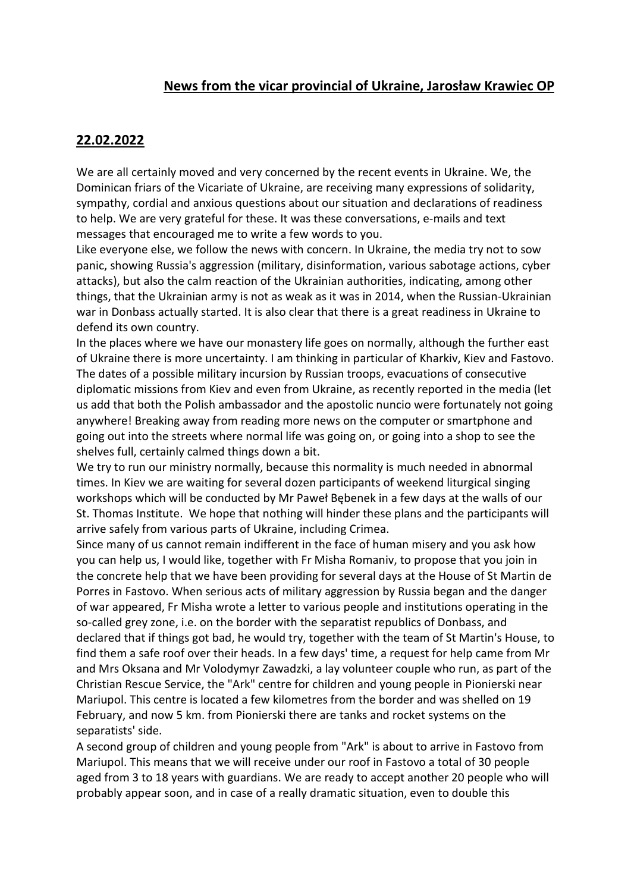## News from the vicar provincial of Ukraine, Jarosław Krawiec OP

## 22.02.2022

We are all certainly moved and very concerned by the recent events in Ukraine. We, the Dominican friars of the Vicariate of Ukraine, are receiving many expressions of solidarity, sympathy, cordial and anxious questions about our situation and declarations of readiness to help. We are very grateful for these. It was these conversations, e-mails and text messages that encouraged me to write a few words to you.

Like everyone else, we follow the news with concern. In Ukraine, the media try not to sow panic, showing Russia's aggression (military, disinformation, various sabotage actions, cyber attacks), but also the calm reaction of the Ukrainian authorities, indicating, among other things, that the Ukrainian army is not as weak as it was in 2014, when the Russian-Ukrainian war in Donbass actually started. It is also clear that there is a great readiness in Ukraine to defend its own country.

In the places where we have our monastery life goes on normally, although the further east of Ukraine there is more uncertainty. I am thinking in particular of Kharkiv, Kiev and Fastovo. The dates of a possible military incursion by Russian troops, evacuations of consecutive diplomatic missions from Kiev and even from Ukraine, as recently reported in the media (let us add that both the Polish ambassador and the apostolic nuncio were fortunately not going anywhere! Breaking away from reading more news on the computer or smartphone and going out into the streets where normal life was going on, or going into a shop to see the shelves full, certainly calmed things down a bit.

We try to run our ministry normally, because this normality is much needed in abnormal times. In Kiev we are waiting for several dozen participants of weekend liturgical singing workshops which will be conducted by Mr Paweł Bębenek in a few days at the walls of our St. Thomas Institute. We hope that nothing will hinder these plans and the participants will arrive safely from various parts of Ukraine, including Crimea.

Since many of us cannot remain indifferent in the face of human misery and you ask how you can help us, I would like, together with Fr Misha Romaniv, to propose that you join in the concrete help that we have been providing for several days at the House of St Martin de Porres in Fastovo. When serious acts of military aggression by Russia began and the danger of war appeared, Fr Misha wrote a letter to various people and institutions operating in the so-called grey zone, i.e. on the border with the separatist republics of Donbass, and declared that if things got bad, he would try, together with the team of St Martin's House, to find them a safe roof over their heads. In a few days' time, a request for help came from Mr and Mrs Oksana and Mr Volodymyr Zawadzki, a lay volunteer couple who run, as part of the Christian Rescue Service, the "Ark" centre for children and young people in Pionierski near Mariupol. This centre is located a few kilometres from the border and was shelled on 19 February, and now 5 km. from Pionierski there are tanks and rocket systems on the separatists' side.

A second group of children and young people from "Ark" is about to arrive in Fastovo from Mariupol. This means that we will receive under our roof in Fastovo a total of 30 people aged from 3 to 18 years with guardians. We are ready to accept another 20 people who will probably appear soon, and in case of a really dramatic situation, even to double this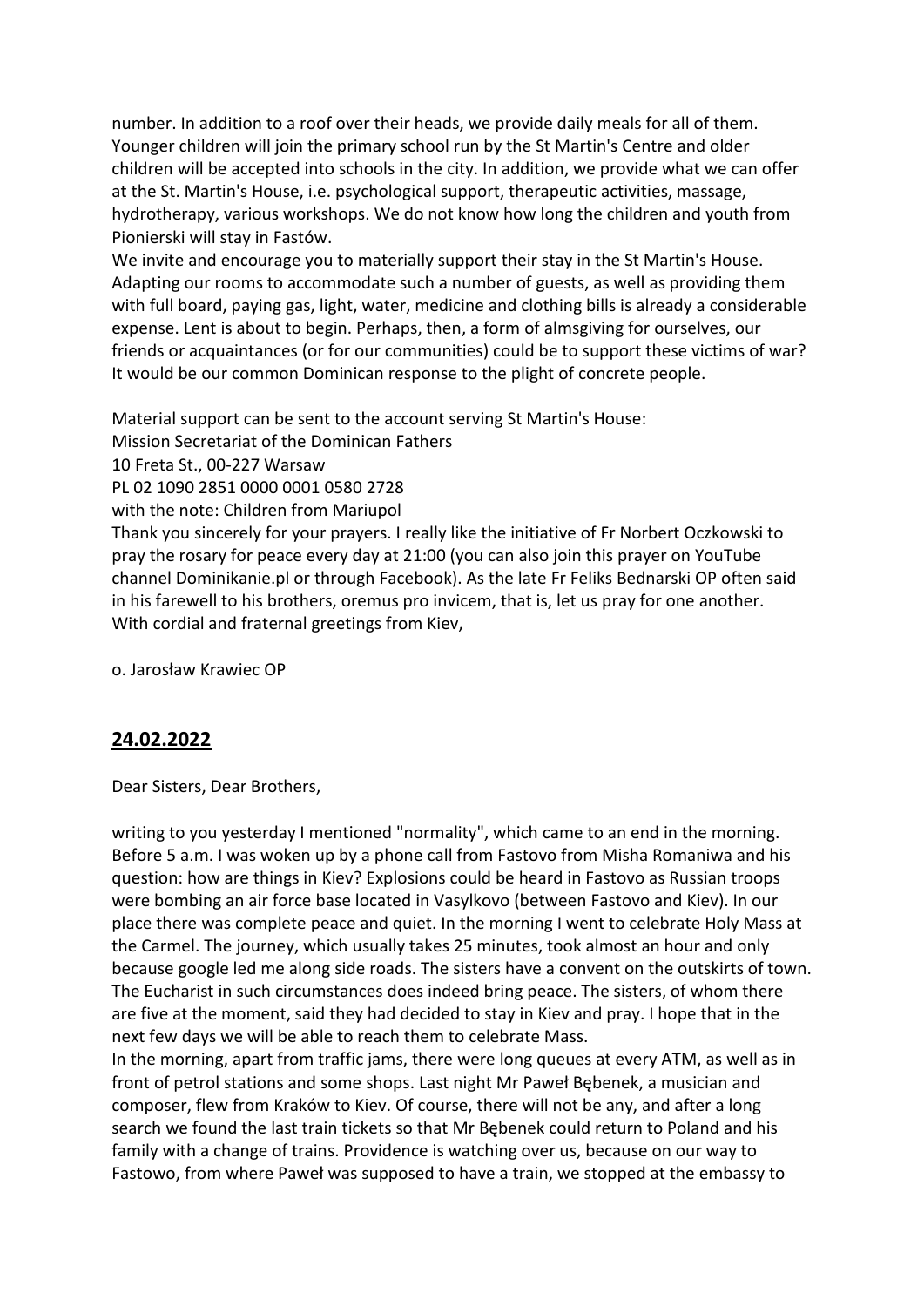number. In addition to a roof over their heads, we provide daily meals for all of them. Younger children will join the primary school run by the St Martin's Centre and older children will be accepted into schools in the city. In addition, we provide what we can offer at the St. Martin's House, i.e. psychological support, therapeutic activities, massage, hydrotherapy, various workshops. We do not know how long the children and youth from Pionierski will stay in Fastów.

We invite and encourage you to materially support their stay in the St Martin's House. Adapting our rooms to accommodate such a number of guests, as well as providing them with full board, paying gas, light, water, medicine and clothing bills is already a considerable expense. Lent is about to begin. Perhaps, then, a form of almsgiving for ourselves, our friends or acquaintances (or for our communities) could be to support these victims of war? It would be our common Dominican response to the plight of concrete people.

Material support can be sent to the account serving St Martin's House:
Mission Secretariat of the Dominican Fathers
10 Freta St., 00-227 Warsaw
PL 02 1090 2851 0000 0001 0580 2728
with the note: Children from Mariupol

Thank you sincerely for your prayers. I really like the initiative of Fr Norbert Oczkowski to pray the rosary for peace every day at 21:00 (you can also join this prayer on YouTube channel Dominikanie.pl or through Facebook). As the late Fr Feliks Bednarski OP often said in his farewell to his brothers, oremus pro invicem, that is, let us pray for one another.
With cordial and fraternal greetings from Kiev,

o. Jarosław Krawiec OP

## 24.02.2022

Dear Sisters, Dear Brothers,

writing to you yesterday I mentioned "normality", which came to an end in the morning. Before 5 a.m. I was woken up by a phone call from Fastovo from Misha Romaniwa and his question: how are things in Kiev? Explosions could be heard in Fastovo as Russian troops were bombing an air force base located in Vasylkovo (between Fastovo and Kiev). In our place there was complete peace and quiet. In the morning I went to celebrate Holy Mass at the Carmel. The journey, which usually takes 25 minutes, took almost an hour and only because google led me along side roads. The sisters have a convent on the outskirts of town. The Eucharist in such circumstances does indeed bring peace. The sisters, of whom there are five at the moment, said they had decided to stay in Kiev and pray. I hope that in the next few days we will be able to reach them to celebrate Mass.

In the morning, apart from traffic jams, there were long queues at every ATM, as well as in front of petrol stations and some shops. Last night Mr Paweł Bębenek, a musician and composer, flew from Kraków to Kiev. Of course, there will not be any, and after a long search we found the last train tickets so that Mr Bębenek could return to Poland and his family with a change of trains. Providence is watching over us, because on our way to Fastowo, from where Paweł was supposed to have a train, we stopped at the embassy to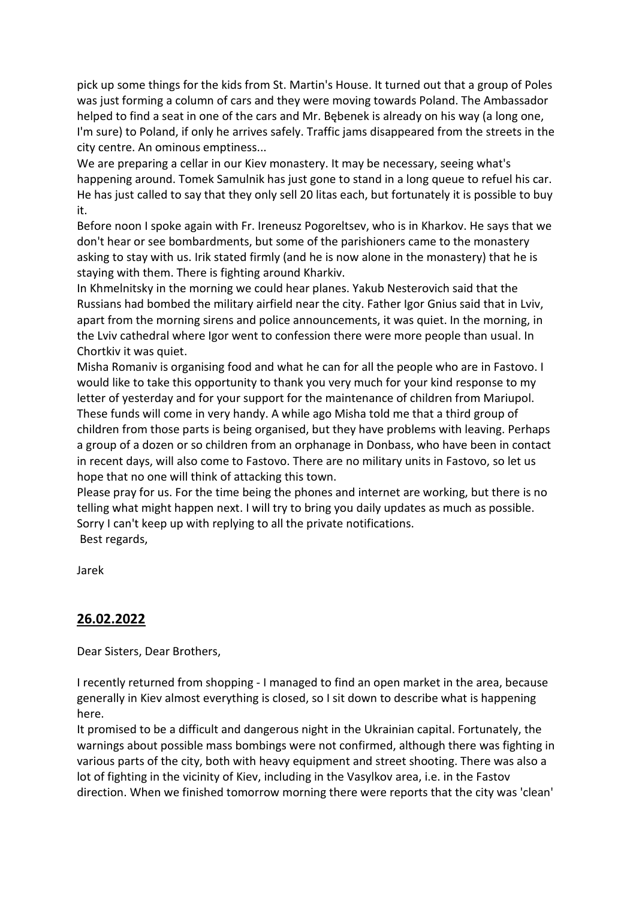pick up some things for the kids from St. Martin's House. It turned out that a group of Poles was just forming a column of cars and they were moving towards Poland. The Ambassador helped to find a seat in one of the cars and Mr. Bębenek is already on his way (a long one, I'm sure) to Poland, if only he arrives safely. Traffic jams disappeared from the streets in the city centre. An ominous emptiness...

We are preparing a cellar in our Kiev monastery. It may be necessary, seeing what's happening around. Tomek Samulnik has just gone to stand in a long queue to refuel his car. He has just called to say that they only sell 20 litas each, but fortunately it is possible to buy it.

Before noon I spoke again with Fr. Ireneusz Pogoreltsev, who is in Kharkov. He says that we don't hear or see bombardments, but some of the parishioners came to the monastery asking to stay with us. Irik stated firmly (and he is now alone in the monastery) that he is staying with them. There is fighting around Kharkiv.

In Khmelnitsky in the morning we could hear planes. Yakub Nesterovich said that the Russians had bombed the military airfield near the city. Father Igor Gnius said that in Lviv, apart from the morning sirens and police announcements, it was quiet. In the morning, in the Lviv cathedral where Igor went to confession there were more people than usual. In Chortkiv it was quiet.

Misha Romaniv is organising food and what he can for all the people who are in Fastovo. I would like to take this opportunity to thank you very much for your kind response to my letter of yesterday and for your support for the maintenance of children from Mariupol. These funds will come in very handy. A while ago Misha told me that a third group of children from those parts is being organised, but they have problems with leaving. Perhaps a group of a dozen or so children from an orphanage in Donbass, who have been in contact in recent days, will also come to Fastovo. There are no military units in Fastovo, so let us hope that no one will think of attacking this town.

Please pray for us. For the time being the phones and internet are working, but there is no telling what might happen next. I will try to bring you daily updates as much as possible. Sorry I can't keep up with replying to all the private notifications.

Best regards,

Jarek

## 26.02.2022

Dear Sisters, Dear Brothers,

I recently returned from shopping - I managed to find an open market in the area, because generally in Kiev almost everything is closed, so I sit down to describe what is happening here.

It promised to be a difficult and dangerous night in the Ukrainian capital. Fortunately, the warnings about possible mass bombings were not confirmed, although there was fighting in various parts of the city, both with heavy equipment and street shooting. There was also a lot of fighting in the vicinity of Kiev, including in the Vasylkov area, i.e. in the Fastov direction. When we finished tomorrow morning there were reports that the city was 'clean'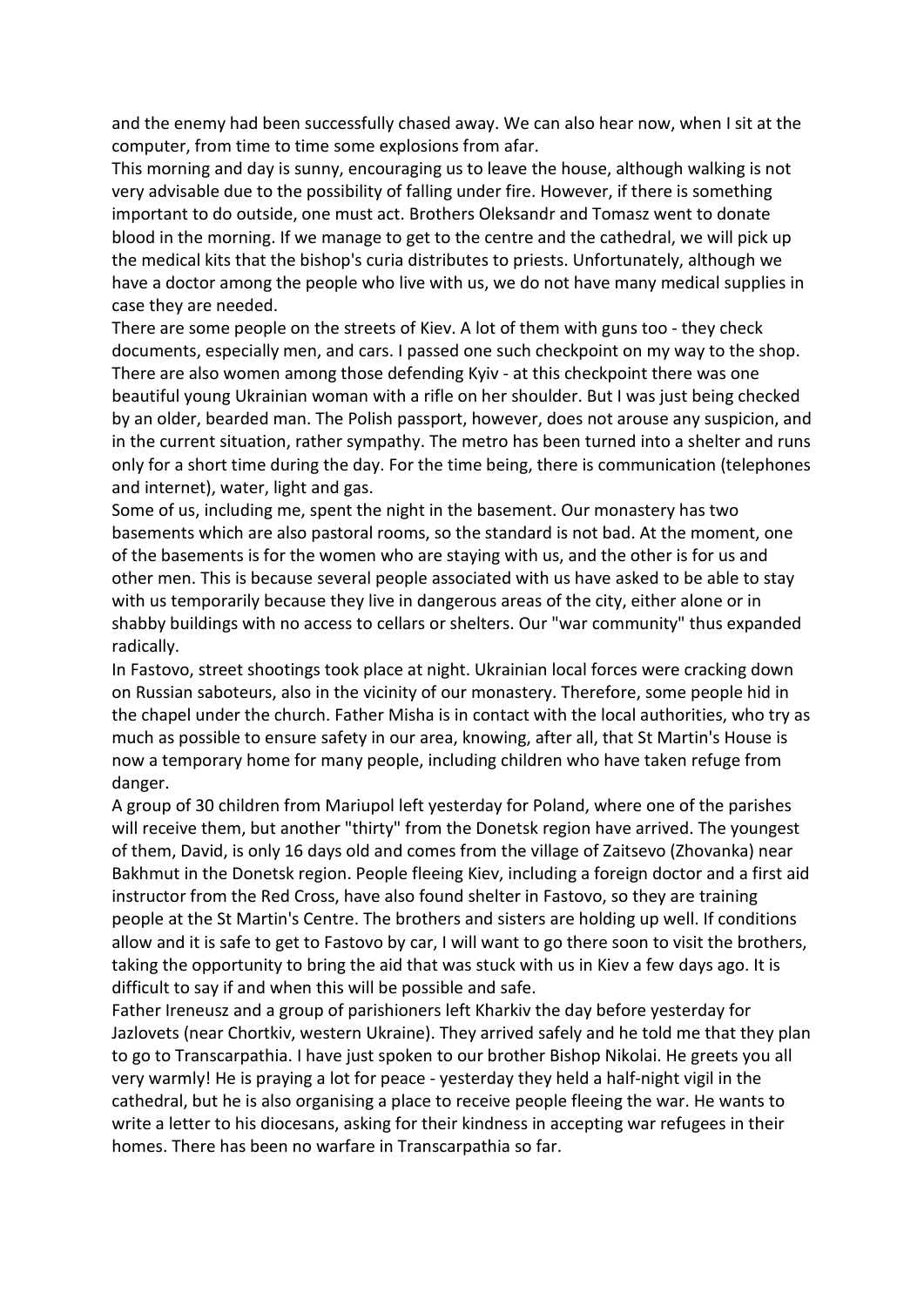and the enemy had been successfully chased away. We can also hear now, when I sit at the computer, from time to time some explosions from afar.

This morning and day is sunny, encouraging us to leave the house, although walking is not very advisable due to the possibility of falling under fire. However, if there is something important to do outside, one must act. Brothers Oleksandr and Tomasz went to donate blood in the morning. If we manage to get to the centre and the cathedral, we will pick up the medical kits that the bishop's curia distributes to priests. Unfortunately, although we have a doctor among the people who live with us, we do not have many medical supplies in case they are needed.

There are some people on the streets of Kiev. A lot of them with guns too - they check documents, especially men, and cars. I passed one such checkpoint on my way to the shop. There are also women among those defending Kyiv - at this checkpoint there was one beautiful young Ukrainian woman with a rifle on her shoulder. But I was just being checked by an older, bearded man. The Polish passport, however, does not arouse any suspicion, and in the current situation, rather sympathy. The metro has been turned into a shelter and runs only for a short time during the day. For the time being, there is communication (telephones and internet), water, light and gas.

Some of us, including me, spent the night in the basement. Our monastery has two basements which are also pastoral rooms, so the standard is not bad. At the moment, one of the basements is for the women who are staying with us, and the other is for us and other men. This is because several people associated with us have asked to be able to stay with us temporarily because they live in dangerous areas of the city, either alone or in shabby buildings with no access to cellars or shelters. Our "war community" thus expanded radically.

In Fastovo, street shootings took place at night. Ukrainian local forces were cracking down on Russian saboteurs, also in the vicinity of our monastery. Therefore, some people hid in the chapel under the church. Father Misha is in contact with the local authorities, who try as much as possible to ensure safety in our area, knowing, after all, that St Martin's House is now a temporary home for many people, including children who have taken refuge from danger.

A group of 30 children from Mariupol left yesterday for Poland, where one of the parishes will receive them, but another "thirty" from the Donetsk region have arrived. The youngest of them, David, is only 16 days old and comes from the village of Zaitsevo (Zhovanka) near Bakhmut in the Donetsk region. People fleeing Kiev, including a foreign doctor and a first aid instructor from the Red Cross, have also found shelter in Fastovo, so they are training people at the St Martin's Centre. The brothers and sisters are holding up well. If conditions allow and it is safe to get to Fastovo by car, I will want to go there soon to visit the brothers, taking the opportunity to bring the aid that was stuck with us in Kiev a few days ago. It is difficult to say if and when this will be possible and safe.

Father Ireneusz and a group of parishioners left Kharkiv the day before yesterday for Jazlovets (near Chortkiv, western Ukraine). They arrived safely and he told me that they plan to go to Transcarpathia. I have just spoken to our brother Bishop Nikolai. He greets you all very warmly! He is praying a lot for peace - yesterday they held a half-night vigil in the cathedral, but he is also organising a place to receive people fleeing the war. He wants to write a letter to his diocesans, asking for their kindness in accepting war refugees in their homes. There has been no warfare in Transcarpathia so far.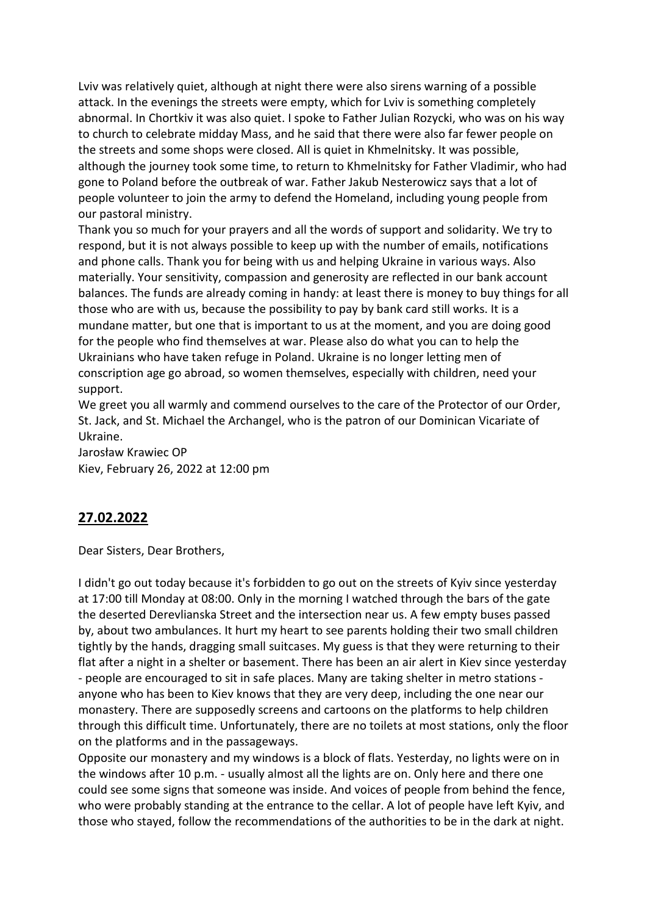Lviv was relatively quiet, although at night there were also sirens warning of a possible attack. In the evenings the streets were empty, which for Lviv is something completely abnormal. In Chortkiv it was also quiet. I spoke to Father Julian Rozycki, who was on his way to church to celebrate midday Mass, and he said that there were also far fewer people on the streets and some shops were closed. All is quiet in Khmelnitsky. It was possible, although the journey took some time, to return to Khmelnitsky for Father Vladimir, who had gone to Poland before the outbreak of war. Father Jakub Nesterowicz says that a lot of people volunteer to join the army to defend the Homeland, including young people from our pastoral ministry.

Thank you so much for your prayers and all the words of support and solidarity. We try to respond, but it is not always possible to keep up with the number of emails, notifications and phone calls. Thank you for being with us and helping Ukraine in various ways. Also materially. Your sensitivity, compassion and generosity are reflected in our bank account balances. The funds are already coming in handy: at least there is money to buy things for all those who are with us, because the possibility to pay by bank card still works. It is a mundane matter, but one that is important to us at the moment, and you are doing good for the people who find themselves at war. Please also do what you can to help the Ukrainians who have taken refuge in Poland. Ukraine is no longer letting men of conscription age go abroad, so women themselves, especially with children, need your support.

We greet you all warmly and commend ourselves to the care of the Protector of our Order, St. Jack, and St. Michael the Archangel, who is the patron of our Dominican Vicariate of Ukraine.

Jarosław Krawiec OP

Kiev, February 26, 2022 at 12:00 pm

## 27.02.2022

Dear Sisters, Dear Brothers,

I didn't go out today because it's forbidden to go out on the streets of Kyiv since yesterday at 17:00 till Monday at 08:00. Only in the morning I watched through the bars of the gate the deserted Derevlianska Street and the intersection near us. A few empty buses passed by, about two ambulances. It hurt my heart to see parents holding their two small children tightly by the hands, dragging small suitcases. My guess is that they were returning to their flat after a night in a shelter or basement. There has been an air alert in Kiev since yesterday - people are encouraged to sit in safe places. Many are taking shelter in metro stations - anyone who has been to Kiev knows that they are very deep, including the one near our monastery. There are supposedly screens and cartoons on the platforms to help children through this difficult time. Unfortunately, there are no toilets at most stations, only the floor on the platforms and in the passageways.

Opposite our monastery and my windows is a block of flats. Yesterday, no lights were on in the windows after 10 p.m. - usually almost all the lights are on. Only here and there one could see some signs that someone was inside. And voices of people from behind the fence, who were probably standing at the entrance to the cellar. A lot of people have left Kyiv, and those who stayed, follow the recommendations of the authorities to be in the dark at night.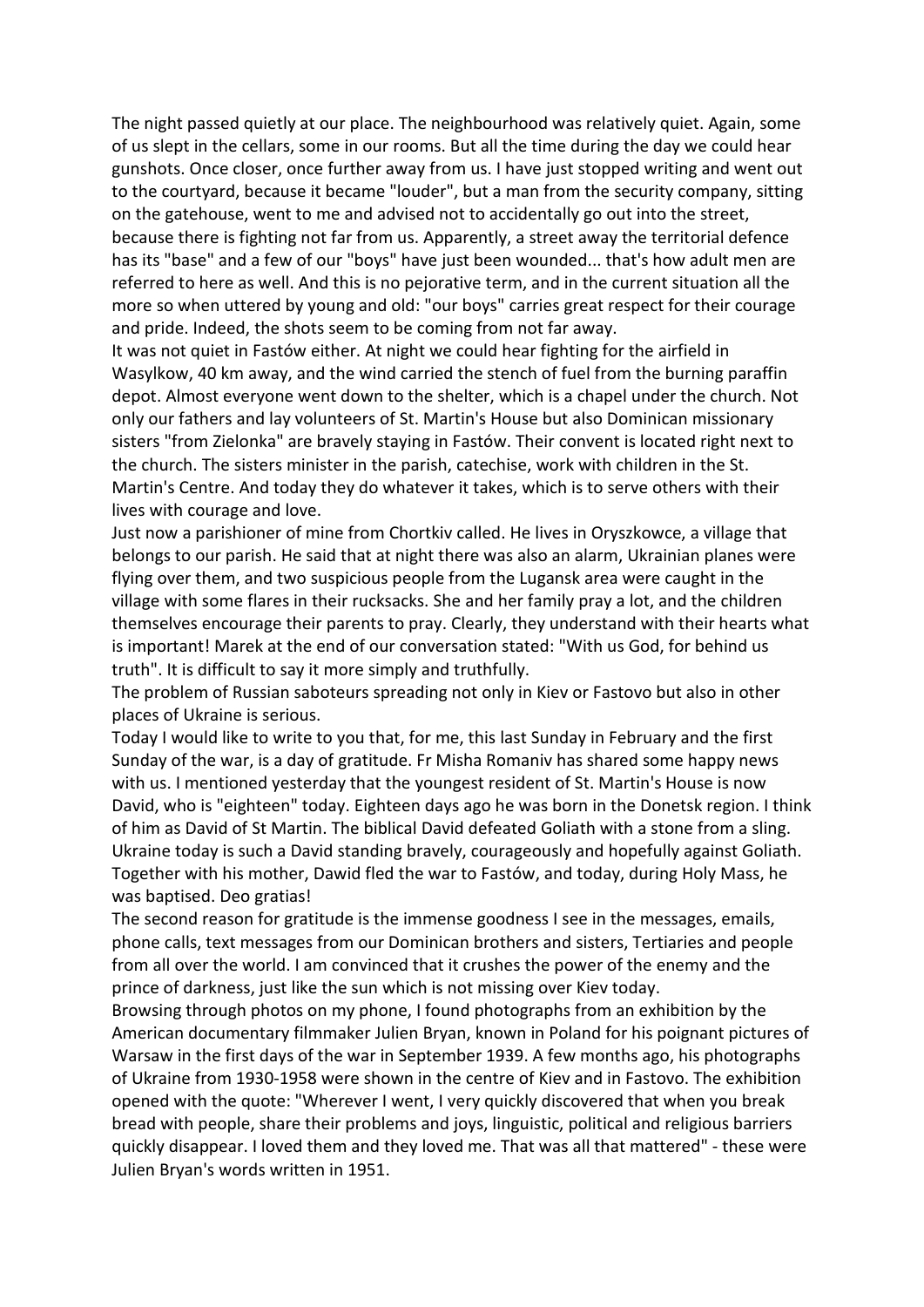The night passed quietly at our place. The neighbourhood was relatively quiet. Again, some of us slept in the cellars, some in our rooms. But all the time during the day we could hear gunshots. Once closer, once further away from us. I have just stopped writing and went out to the courtyard, because it became "louder", but a man from the security company, sitting on the gatehouse, went to me and advised not to accidentally go out into the street, because there is fighting not far from us. Apparently, a street away the territorial defence has its "base" and a few of our "boys" have just been wounded... that's how adult men are referred to here as well. And this is no pejorative term, and in the current situation all the more so when uttered by young and old: "our boys" carries great respect for their courage and pride. Indeed, the shots seem to be coming from not far away.

It was not quiet in Fastów either. At night we could hear fighting for the airfield in Wasylkow, 40 km away, and the wind carried the stench of fuel from the burning paraffin depot. Almost everyone went down to the shelter, which is a chapel under the church. Not only our fathers and lay volunteers of St. Martin's House but also Dominican missionary sisters "from Zielonka" are bravely staying in Fastów. Their convent is located right next to the church. The sisters minister in the parish, catechise, work with children in the St. Martin's Centre. And today they do whatever it takes, which is to serve others with their lives with courage and love.

Just now a parishioner of mine from Chortkiv called. He lives in Oryszkowce, a village that belongs to our parish. He said that at night there was also an alarm, Ukrainian planes were flying over them, and two suspicious people from the Lugansk area were caught in the village with some flares in their rucksacks. She and her family pray a lot, and the children themselves encourage their parents to pray. Clearly, they understand with their hearts what is important! Marek at the end of our conversation stated: "With us God, for behind us truth". It is difficult to say it more simply and truthfully.

The problem of Russian saboteurs spreading not only in Kiev or Fastovo but also in other places of Ukraine is serious.

Today I would like to write to you that, for me, this last Sunday in February and the first Sunday of the war, is a day of gratitude. Fr Misha Romaniv has shared some happy news with us. I mentioned yesterday that the youngest resident of St. Martin's House is now David, who is "eighteen" today. Eighteen days ago he was born in the Donetsk region. I think of him as David of St Martin. The biblical David defeated Goliath with a stone from a sling. Ukraine today is such a David standing bravely, courageously and hopefully against Goliath. Together with his mother, Dawid fled the war to Fastów, and today, during Holy Mass, he was baptised. Deo gratias!

The second reason for gratitude is the immense goodness I see in the messages, emails, phone calls, text messages from our Dominican brothers and sisters, Tertiaries and people from all over the world. I am convinced that it crushes the power of the enemy and the prince of darkness, just like the sun which is not missing over Kiev today.

Browsing through photos on my phone, I found photographs from an exhibition by the American documentary filmmaker Julien Bryan, known in Poland for his poignant pictures of Warsaw in the first days of the war in September 1939. A few months ago, his photographs of Ukraine from 1930-1958 were shown in the centre of Kiev and in Fastovo. The exhibition opened with the quote: "Wherever I went, I very quickly discovered that when you break bread with people, share their problems and joys, linguistic, political and religious barriers quickly disappear. I loved them and they loved me. That was all that mattered" - these were Julien Bryan's words written in 1951.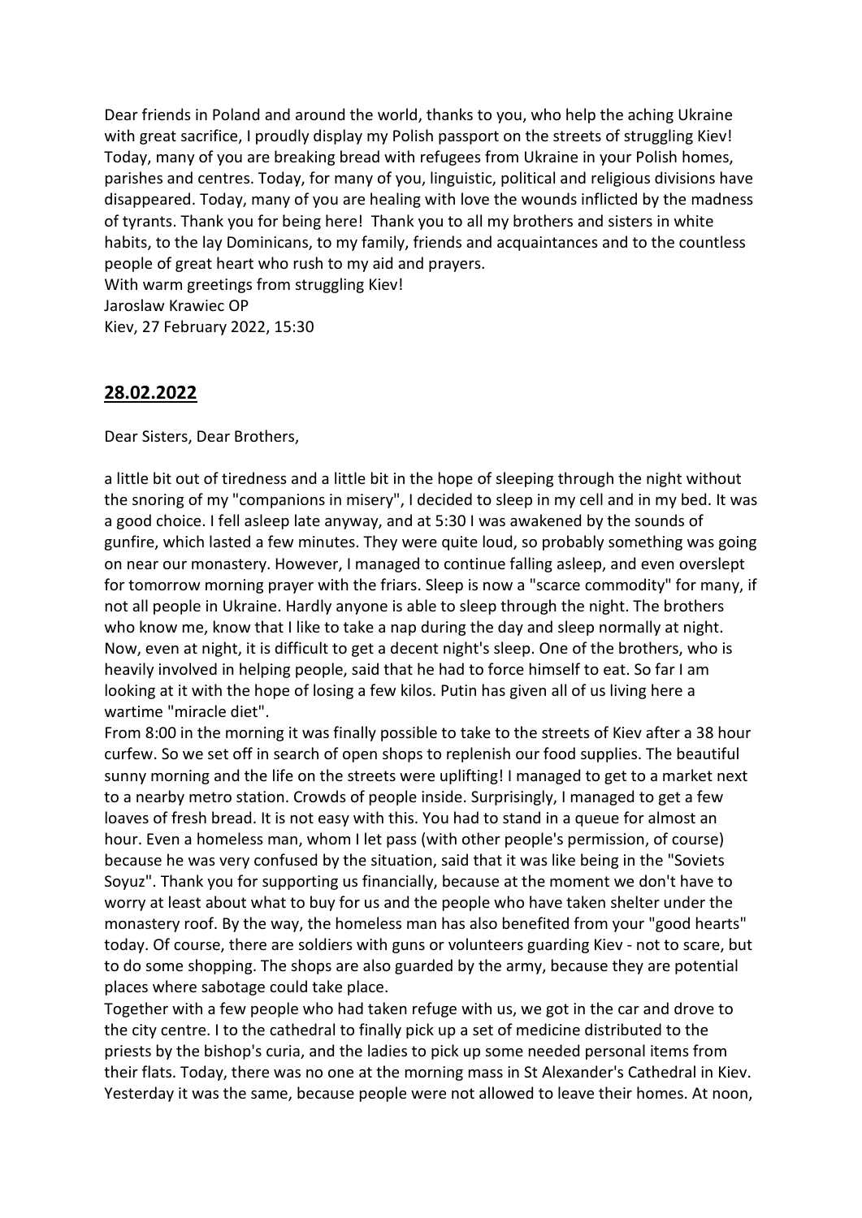Dear friends in Poland and around the world, thanks to you, who help the aching Ukraine with great sacrifice, I proudly display my Polish passport on the streets of struggling Kiev! Today, many of you are breaking bread with refugees from Ukraine in your Polish homes, parishes and centres. Today, for many of you, linguistic, political and religious divisions have disappeared. Today, many of you are healing with love the wounds inflicted by the madness of tyrants. Thank you for being here! Thank you to all my brothers and sisters in white habits, to the lay Dominicans, to my family, friends and acquaintances and to the countless people of great heart who rush to my aid and prayers.
With warm greetings from struggling Kiev!
Jaroslaw Krawiec OP
Kiev, 27 February 2022, 15:30

## 28.02.2022

Dear Sisters, Dear Brothers,

a little bit out of tiredness and a little bit in the hope of sleeping through the night without the snoring of my "companions in misery", I decided to sleep in my cell and in my bed. It was a good choice. I fell asleep late anyway, and at 5:30 I was awakened by the sounds of gunfire, which lasted a few minutes. They were quite loud, so probably something was going on near our monastery. However, I managed to continue falling asleep, and even overslept for tomorrow morning prayer with the friars. Sleep is now a "scarce commodity" for many, if not all people in Ukraine. Hardly anyone is able to sleep through the night. The brothers who know me, know that I like to take a nap during the day and sleep normally at night. Now, even at night, it is difficult to get a decent night's sleep. One of the brothers, who is heavily involved in helping people, said that he had to force himself to eat. So far I am looking at it with the hope of losing a few kilos. Putin has given all of us living here a wartime "miracle diet".
From 8:00 in the morning it was finally possible to take to the streets of Kiev after a 38 hour curfew. So we set off in search of open shops to replenish our food supplies. The beautiful sunny morning and the life on the streets were uplifting! I managed to get to a market next to a nearby metro station. Crowds of people inside. Surprisingly, I managed to get a few loaves of fresh bread. It is not easy with this. You had to stand in a queue for almost an hour. Even a homeless man, whom I let pass (with other people's permission, of course) because he was very confused by the situation, said that it was like being in the "Soviets Soyuz". Thank you for supporting us financially, because at the moment we don't have to worry at least about what to buy for us and the people who have taken shelter under the monastery roof. By the way, the homeless man has also benefited from your "good hearts" today. Of course, there are soldiers with guns or volunteers guarding Kiev - not to scare, but to do some shopping. The shops are also guarded by the army, because they are potential places where sabotage could take place.
Together with a few people who had taken refuge with us, we got in the car and drove to the city centre. I to the cathedral to finally pick up a set of medicine distributed to the priests by the bishop's curia, and the ladies to pick up some needed personal items from their flats. Today, there was no one at the morning mass in St Alexander's Cathedral in Kiev. Yesterday it was the same, because people were not allowed to leave their homes. At noon,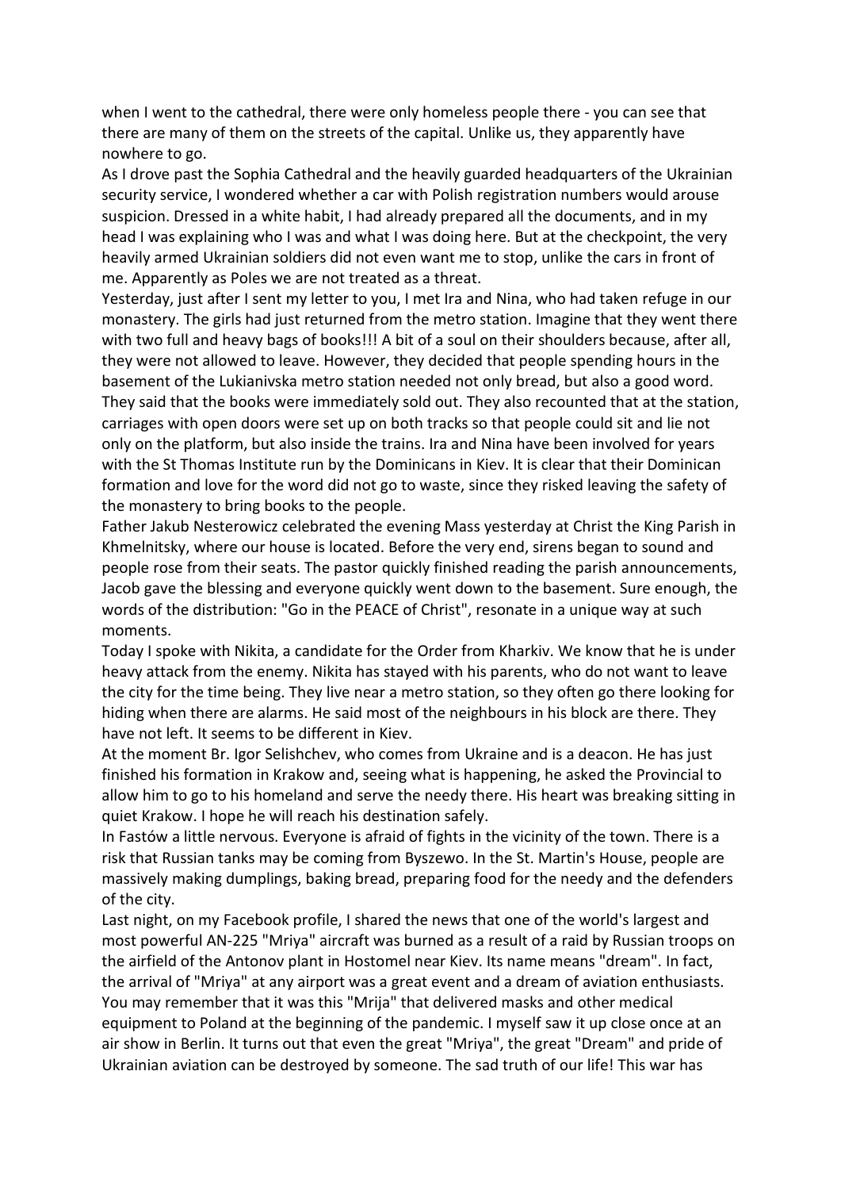when I went to the cathedral, there were only homeless people there - you can see that there are many of them on the streets of the capital. Unlike us, they apparently have nowhere to go.

As I drove past the Sophia Cathedral and the heavily guarded headquarters of the Ukrainian security service, I wondered whether a car with Polish registration numbers would arouse suspicion. Dressed in a white habit, I had already prepared all the documents, and in my head I was explaining who I was and what I was doing here. But at the checkpoint, the very heavily armed Ukrainian soldiers did not even want me to stop, unlike the cars in front of me. Apparently as Poles we are not treated as a threat.

Yesterday, just after I sent my letter to you, I met Ira and Nina, who had taken refuge in our monastery. The girls had just returned from the metro station. Imagine that they went there with two full and heavy bags of books!!! A bit of a soul on their shoulders because, after all, they were not allowed to leave. However, they decided that people spending hours in the basement of the Lukianivska metro station needed not only bread, but also a good word. They said that the books were immediately sold out. They also recounted that at the station, carriages with open doors were set up on both tracks so that people could sit and lie not only on the platform, but also inside the trains. Ira and Nina have been involved for years with the St Thomas Institute run by the Dominicans in Kiev. It is clear that their Dominican formation and love for the word did not go to waste, since they risked leaving the safety of the monastery to bring books to the people.

Father Jakub Nesterowicz celebrated the evening Mass yesterday at Christ the King Parish in Khmelnitsky, where our house is located. Before the very end, sirens began to sound and people rose from their seats. The pastor quickly finished reading the parish announcements, Jacob gave the blessing and everyone quickly went down to the basement. Sure enough, the words of the distribution: "Go in the PEACE of Christ", resonate in a unique way at such moments.

Today I spoke with Nikita, a candidate for the Order from Kharkiv. We know that he is under heavy attack from the enemy. Nikita has stayed with his parents, who do not want to leave the city for the time being. They live near a metro station, so they often go there looking for hiding when there are alarms. He said most of the neighbours in his block are there. They have not left. It seems to be different in Kiev.

At the moment Br. Igor Selishchev, who comes from Ukraine and is a deacon. He has just finished his formation in Krakow and, seeing what is happening, he asked the Provincial to allow him to go to his homeland and serve the needy there. His heart was breaking sitting in quiet Krakow. I hope he will reach his destination safely.

In Fastów a little nervous. Everyone is afraid of fights in the vicinity of the town. There is a risk that Russian tanks may be coming from Byszewo. In the St. Martin's House, people are massively making dumplings, baking bread, preparing food for the needy and the defenders of the city.

Last night, on my Facebook profile, I shared the news that one of the world's largest and most powerful AN-225 "Mriya" aircraft was burned as a result of a raid by Russian troops on the airfield of the Antonov plant in Hostomel near Kiev. Its name means "dream". In fact, the arrival of "Mriya" at any airport was a great event and a dream of aviation enthusiasts. You may remember that it was this "Mrija" that delivered masks and other medical equipment to Poland at the beginning of the pandemic. I myself saw it up close once at an air show in Berlin. It turns out that even the great "Mriya", the great "Dream" and pride of Ukrainian aviation can be destroyed by someone. The sad truth of our life! This war has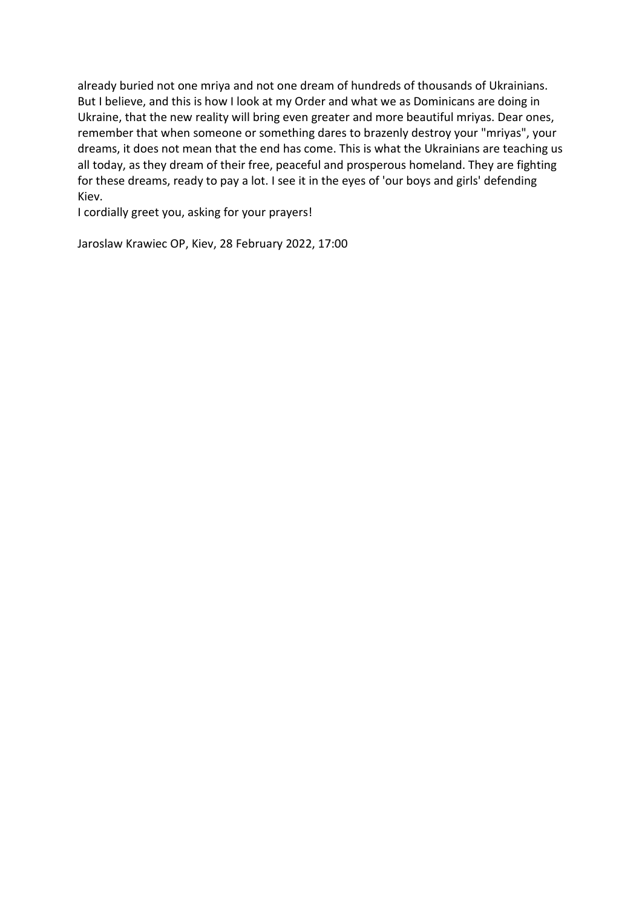already buried not one mriya and not one dream of hundreds of thousands of Ukrainians. But I believe, and this is how I look at my Order and what we as Dominicans are doing in Ukraine, that the new reality will bring even greater and more beautiful mriyas. Dear ones, remember that when someone or something dares to brazenly destroy your "mriyas", your dreams, it does not mean that the end has come. This is what the Ukrainians are teaching us all today, as they dream of their free, peaceful and prosperous homeland. They are fighting for these dreams, ready to pay a lot. I see it in the eyes of 'our boys and girls' defending Kiev.
I cordially greet you, asking for your prayers!

Jaroslaw Krawiec OP, Kiev, 28 February 2022, 17:00